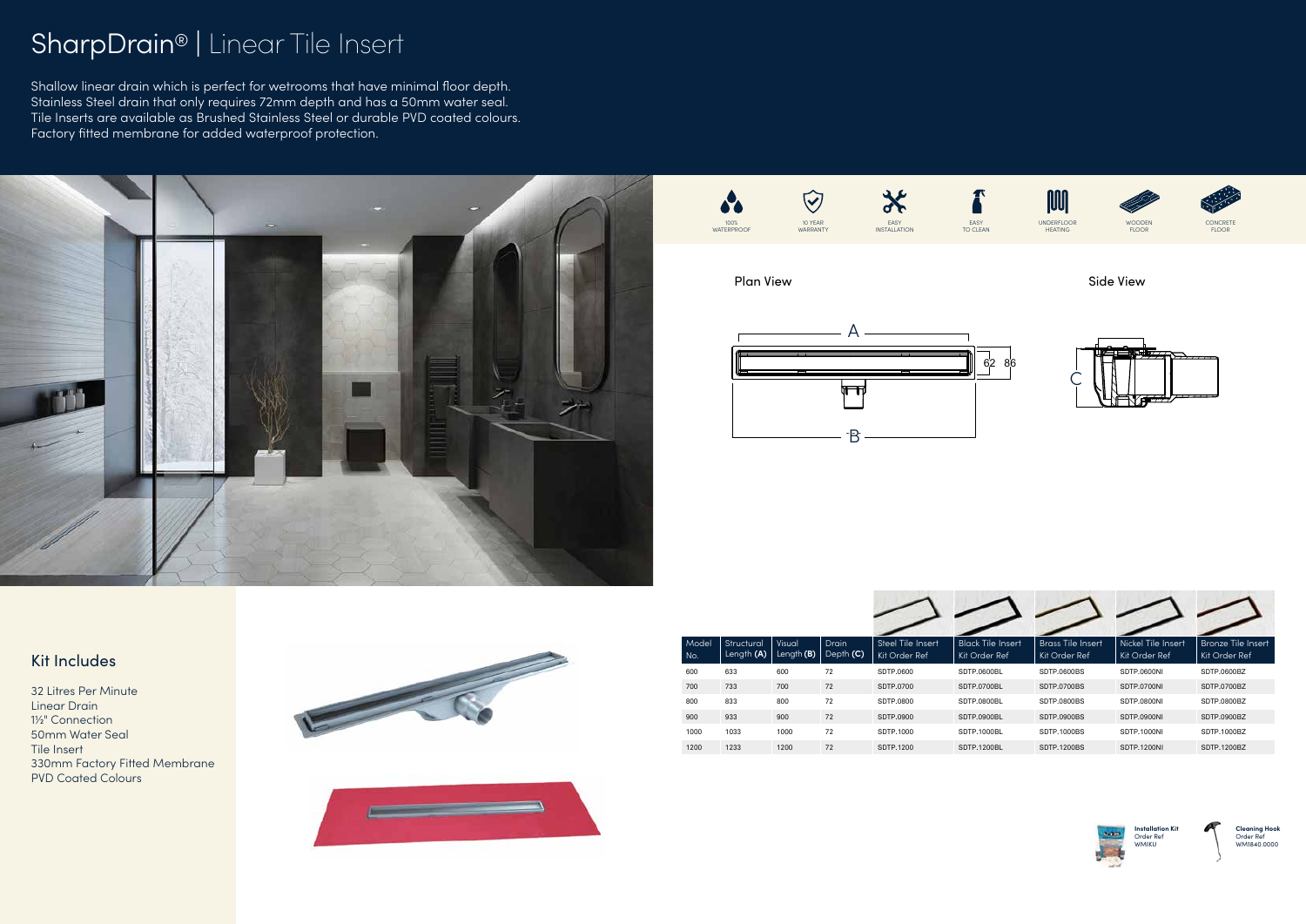# SharpDrain® | Linear Tile Insert

Shallow linear drain which is perfect for wetrooms that have minimal floor depth.
Stainless Steel drain that only requires 72mm depth and has a 50mm water seal.
Tile Inserts are available as Brushed Stainless Steel or durable PVD coated colours.
Factory fitted membrane for added waterproof protection.

100% WATERPROOF | 10 YEAR WARRANTY | EASY INSTALLATION | EASY TO CLEAN | UNDERFLOOR HEATING | WOODEN FLOOR | CONCRETE FLOOR

Plan View

Side View

## Kit Includes

32 Litres Per Minute
Linear Drain
1½" Connection
50mm Water Seal
Tile Insert
330mm Factory Fitted Membrane
PVD Coated Colours

| Model No. | Structural Length **(A)** | Visual Length **(B)** | Drain Depth **(C)** | Steel Tile Insert Kit Order Ref | Black Tile Insert Kit Order Ref | Brass Tile Insert Kit Order Ref | Nickel Tile Insert Kit Order Ref | Bronze Tile Insert Kit Order Ref |
|---|---|---|---|---|---|---|---|---|
| 600 | 633 | 600 | 72 | SDTP.0600 | SDTP.0600BL | SDTP.0600BS | SDTP.0600NI | SDTP.0600BZ |
| 700 | 733 | 700 | 72 | SDTP.0700 | SDTP.0700BL | SDTP.0700BS | SDTP.0700NI | SDTP.0700BZ |
| 800 | 833 | 800 | 72 | SDTP.0800 | SDTP.0800BL | SDTP.0800BS | SDTP.0800NI | SDTP.0800BZ |
| 900 | 933 | 900 | 72 | SDTP.0900 | SDTP.0900BL | SDTP.0900BS | SDTP.0900NI | SDTP.0900BZ |
| 1000 | 1033 | 1000 | 72 | SDTP.1000 | SDTP.1000BL | SDTP.1000BS | SDTP.1000NI | SDTP.1000BZ |
| 1200 | 1233 | 1200 | 72 | SDTP.1200 | SDTP.1200BL | SDTP.1200BS | SDTP.1200NI | SDTP.1200BZ |

**Installation Kit**
Order Ref
WMIKU

**Cleaning Hook**
Order Ref
WM1840.0000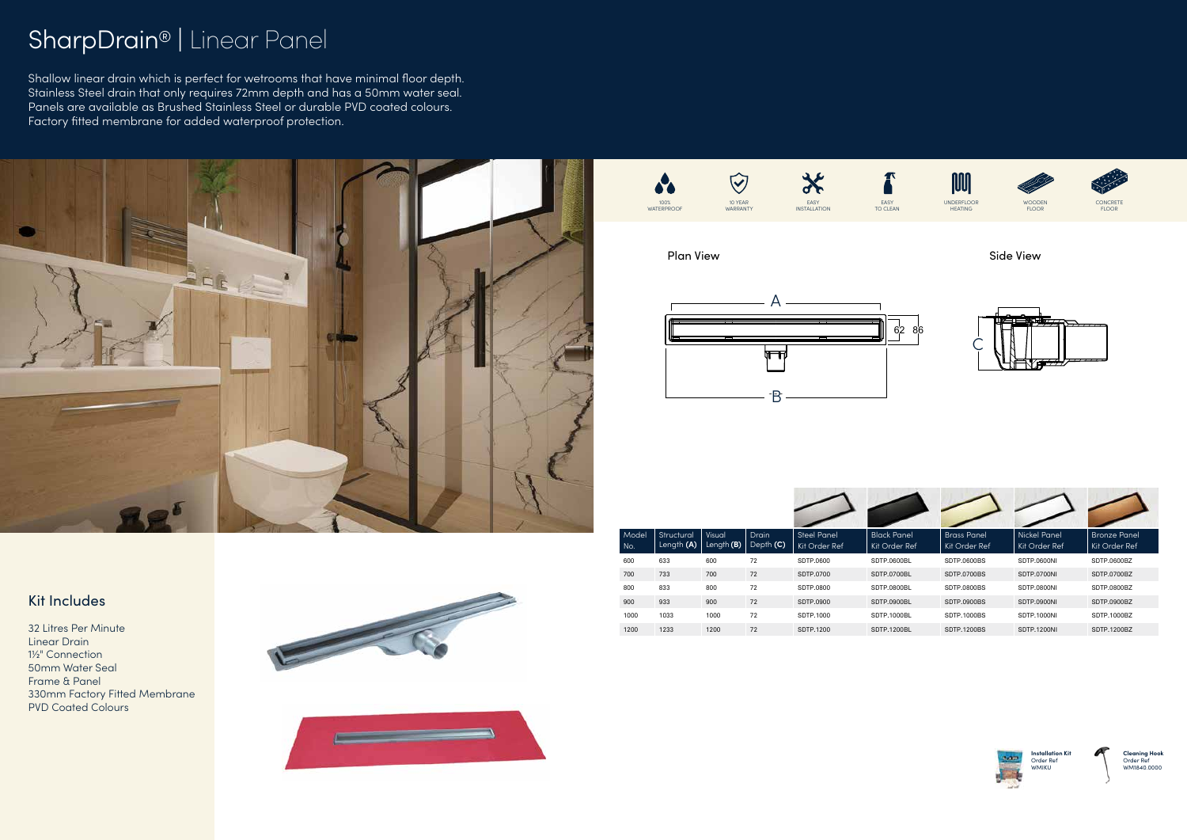# SharpDrain® | Linear Panel

Shallow linear drain which is perfect for wetrooms that have minimal floor depth. Stainless Steel drain that only requires 72mm depth and has a 50mm water seal. Panels are available as Brushed Stainless Steel or durable PVD coated colours. Factory fitted membrane for added waterproof protection.

100% WATERPROOF

10 YEAR WARRANTY

EASY INSTALLATION

EASY TO CLEAN

UNDERFLOOR HEATING

WOODEN FLOOR

CONCRETE FLOOR

Plan View

A

62

86

B

Side View

C

## Kit Includes

32 Litres Per Minute
Linear Drain
1½" Connection
50mm Water Seal
Frame & Panel
330mm Factory Fitted Membrane
PVD Coated Colours

| Model No. | Structural Length **(A)** | Visual Length **(B)** | Drain Depth **(C)** | Steel Panel Kit Order Ref | Black Panel Kit Order Ref | Brass Panel Kit Order Ref | Nickel Panel Kit Order Ref | Bronze Panel Kit Order Ref |
|---|---|---|---|---|---|---|---|---|
| 600 | 633 | 600 | 72 | SDTP.0600 | SDTP.0600BL | SDTP.0600BS | SDTP.0600NI | SDTP.0600BZ |
| 700 | 733 | 700 | 72 | SDTP.0700 | SDTP.0700BL | SDTP.0700BS | SDTP.0700NI | SDTP.0700BZ |
| 800 | 833 | 800 | 72 | SDTP.0800 | SDTP.0800BL | SDTP.0800BS | SDTP.0800NI | SDTP.0800BZ |
| 900 | 933 | 900 | 72 | SDTP.0900 | SDTP.0900BL | SDTP.0900BS | SDTP.0900NI | SDTP.0900BZ |
| 1000 | 1033 | 1000 | 72 | SDTP.1000 | SDTP.1000BL | SDTP.1000BS | SDTP.1000NI | SDTP.1000BZ |
| 1200 | 1233 | 1200 | 72 | SDTP.1200 | SDTP.1200BL | SDTP.1200BS | SDTP.1200NI | SDTP.1200BZ |

**Installation Kit**
Order Ref
WMIKU

**Cleaning Hook**
Order Ref
WM1840.0000